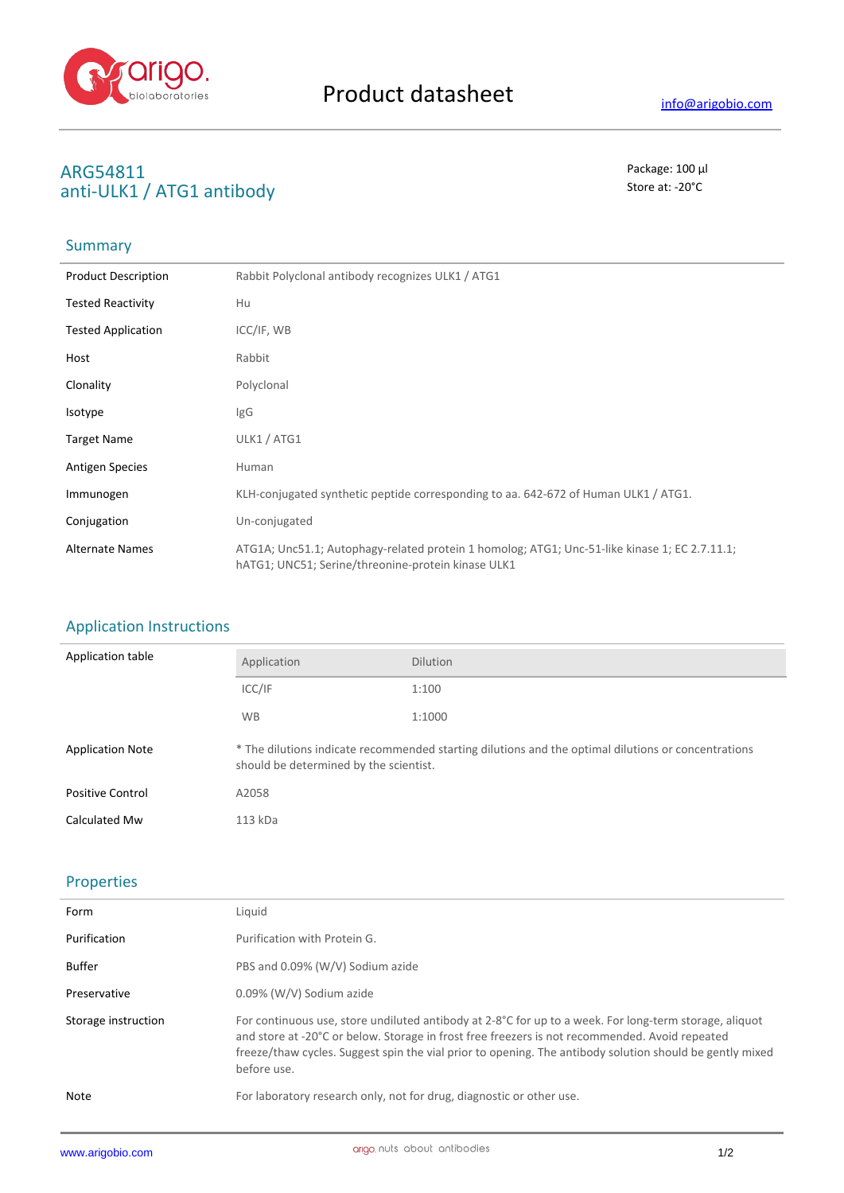# Product datasheet

info@arigobio.com

## ARG54811
## anti-ULK1 / ATG1 antibody

Package: 100 μl
Store at: -20°C

### Summary

| | |
|---|---|
| Product Description | Rabbit Polyclonal antibody recognizes ULK1 / ATG1 |
| Tested Reactivity | Hu |
| Tested Application | ICC/IF, WB |
| Host | Rabbit |
| Clonality | Polyclonal |
| Isotype | IgG |
| Target Name | ULK1 / ATG1 |
| Antigen Species | Human |
| Immunogen | KLH-conjugated synthetic peptide corresponding to aa. 642-672 of Human ULK1 / ATG1. |
| Conjugation | Un-conjugated |
| Alternate Names | ATG1A; Unc51.1; Autophagy-related protein 1 homolog; ATG1; Unc-51-like kinase 1; EC 2.7.11.1; hATG1; UNC51; Serine/threonine-protein kinase ULK1 |

### Application Instructions

Application table

| Application | Dilution |
|---|---|
| ICC/IF | 1:100 |
| WB | 1:1000 |

| | |
|---|---|
| Application Note | * The dilutions indicate recommended starting dilutions and the optimal dilutions or concentrations should be determined by the scientist. |
| Positive Control | A2058 |
| Calculated Mw | 113 kDa |

### Properties

| | |
|---|---|
| Form | Liquid |
| Purification | Purification with Protein G. |
| Buffer | PBS and 0.09% (W/V) Sodium azide |
| Preservative | 0.09% (W/V) Sodium azide |
| Storage instruction | For continuous use, store undiluted antibody at 2-8°C for up to a week. For long-term storage, aliquot and store at -20°C or below. Storage in frost free freezers is not recommended. Avoid repeated freeze/thaw cycles. Suggest spin the vial prior to opening. The antibody solution should be gently mixed before use. |
| Note | For laboratory research only, not for drug, diagnostic or other use. |

www.arigobio.com

arigo.nuts about antibodies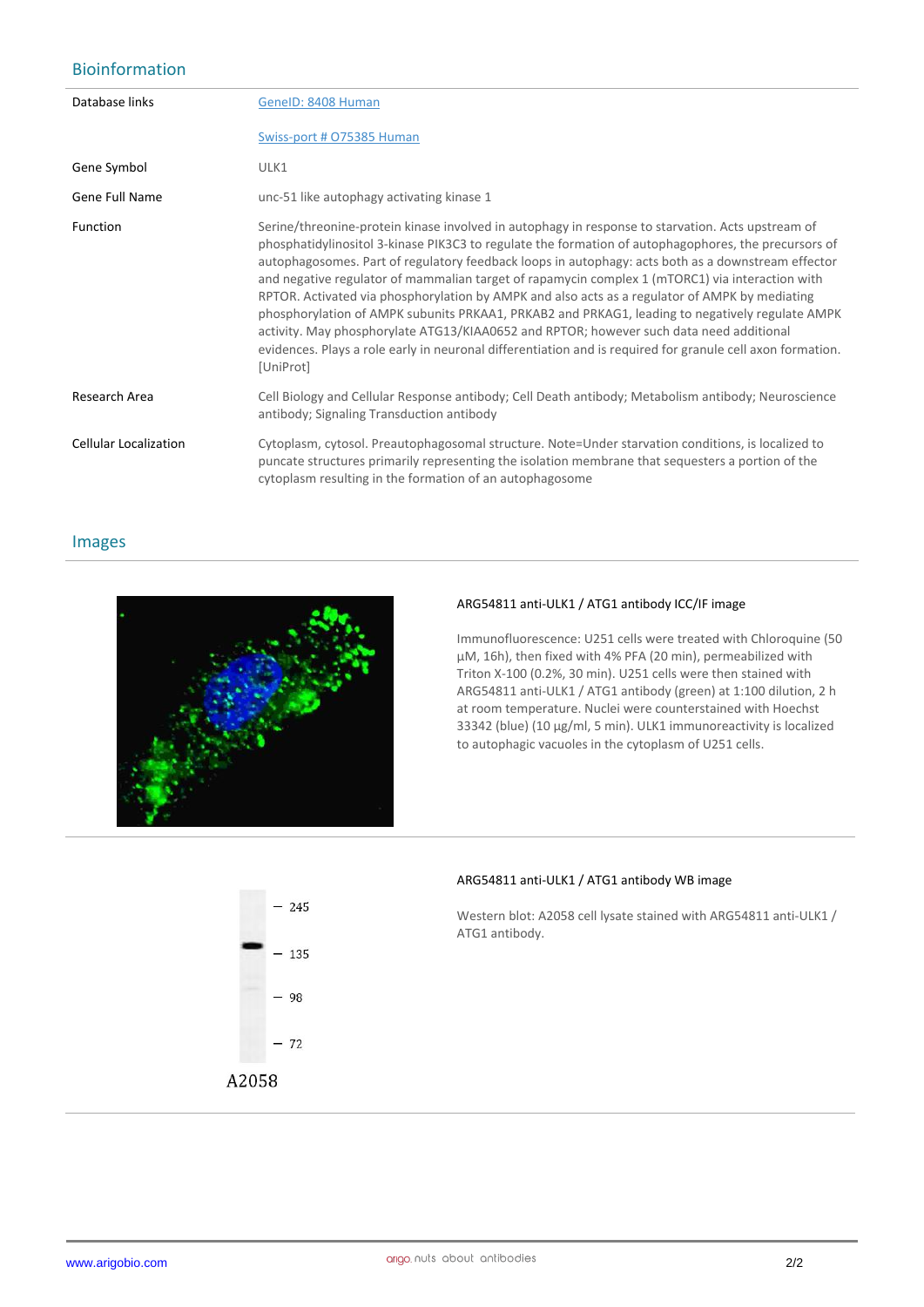## Bioinformation

| | |
|---|---|
| Database links | GeneID: 8408 Human<br><br>Swiss-port # O75385 Human |
| Gene Symbol | ULK1 |
| Gene Full Name | unc-51 like autophagy activating kinase 1 |
| Function | Serine/threonine-protein kinase involved in autophagy in response to starvation. Acts upstream of phosphatidylinositol 3-kinase PIK3C3 to regulate the formation of autophagophores, the precursors of autophagosomes. Part of regulatory feedback loops in autophagy: acts both as a downstream effector and negative regulator of mammalian target of rapamycin complex 1 (mTORC1) via interaction with RPTOR. Activated via phosphorylation by AMPK and also acts as a regulator of AMPK by mediating phosphorylation of AMPK subunits PRKAA1, PRKAB2 and PRKAG1, leading to negatively regulate AMPK activity. May phosphorylate ATG13/KIAA0652 and RPTOR; however such data need additional evidences. Plays a role early in neuronal differentiation and is required for granule cell axon formation. [UniProt] |
| Research Area | Cell Biology and Cellular Response antibody; Cell Death antibody; Metabolism antibody; Neuroscience antibody; Signaling Transduction antibody |
| Cellular Localization | Cytoplasm, cytosol. Preautophagosomal structure. Note=Under starvation conditions, is localized to puncate structures primarily representing the isolation membrane that sequesters a portion of the cytoplasm resulting in the formation of an autophagosome |

## Images

**ARG54811 anti-ULK1 / ATG1 antibody ICC/IF image**

Immunofluorescence: U251 cells were treated with Chloroquine (50 µM, 16h), then fixed with 4% PFA (20 min), permeabilized with Triton X-100 (0.2%, 30 min). U251 cells were then stained with ARG54811 anti-ULK1 / ATG1 antibody (green) at 1:100 dilution, 2 h at room temperature. Nuclei were counterstained with Hoechst 33342 (blue) (10 µg/ml, 5 min). ULK1 immunoreactivity is localized to autophagic vacuoles in the cytoplasm of U251 cells.

245
135
98
72
A2058

**ARG54811 anti-ULK1 / ATG1 antibody WB image**

Western blot: A2058 cell lysate stained with ARG54811 anti-ULK1 / ATG1 antibody.